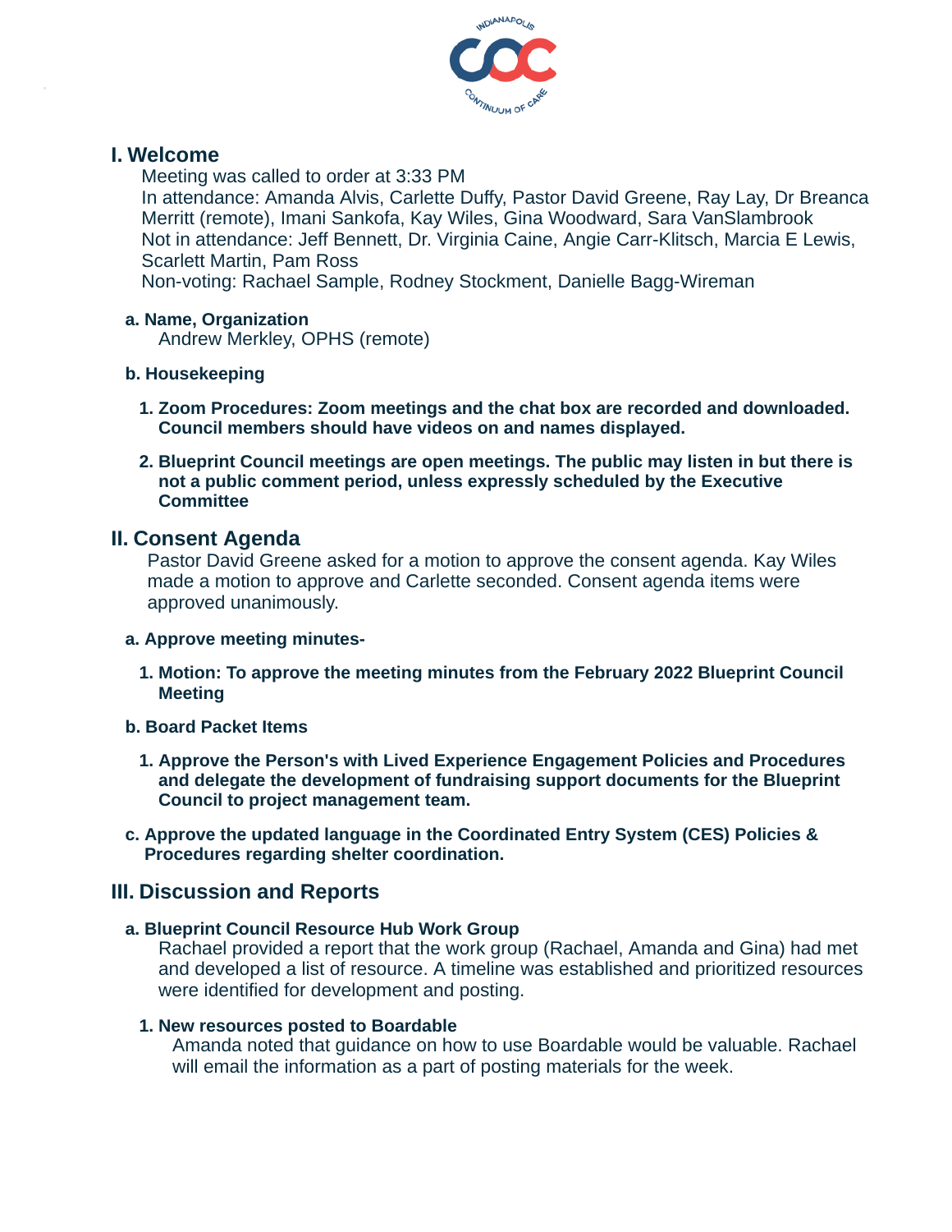## I. Welcome

Meeting was called to order at 3:33 PM

In attendance: Amanda Alvis, Carlette Duffy, Pastor David Greene, Ray Lay, Dr Breanca Merritt (remote), Imani Sankofa, Kay Wiles, Gina Woodward, Sara VanSlambrook

Not in attendance: Jeff Bennett, Dr. Virginia Caine, Angie Carr-Klitsch, Marcia E Lewis, Scarlett Martin, Pam Ross

Non-voting: Rachael Sample, Rodney Stockment, Danielle Bagg-Wireman

### a. Name, Organization

Andrew Merkley, OPHS (remote)

### b. Housekeeping

1. **Zoom Procedures: Zoom meetings and the chat box are recorded and downloaded. Council members should have videos on and names displayed.**
2. **Blueprint Council meetings are open meetings. The public may listen in but there is not a public comment period, unless expressly scheduled by the Executive Committee**

## II. Consent Agenda

Pastor David Greene asked for a motion to approve the consent agenda. Kay Wiles made a motion to approve and Carlette seconded. Consent agenda items were approved unanimously.

### a. Approve meeting minutes-

1. **Motion: To approve the meeting minutes from the February 2022 Blueprint Council Meeting**

### b. Board Packet Items

1. **Approve the Person's with Lived Experience Engagement Policies and Procedures and delegate the development of fundraising support documents for the Blueprint Council to project management team.**

### c. Approve the updated language in the Coordinated Entry System (CES) Policies & Procedures regarding shelter coordination.

## III. Discussion and Reports

### a. Blueprint Council Resource Hub Work Group

Rachael provided a report that the work group (Rachael, Amanda and Gina) had met and developed a list of resource. A timeline was established and prioritized resources were identified for development and posting.

1. **New resources posted to Boardable**

   Amanda noted that guidance on how to use Boardable would be valuable. Rachael will email the information as a part of posting materials for the week.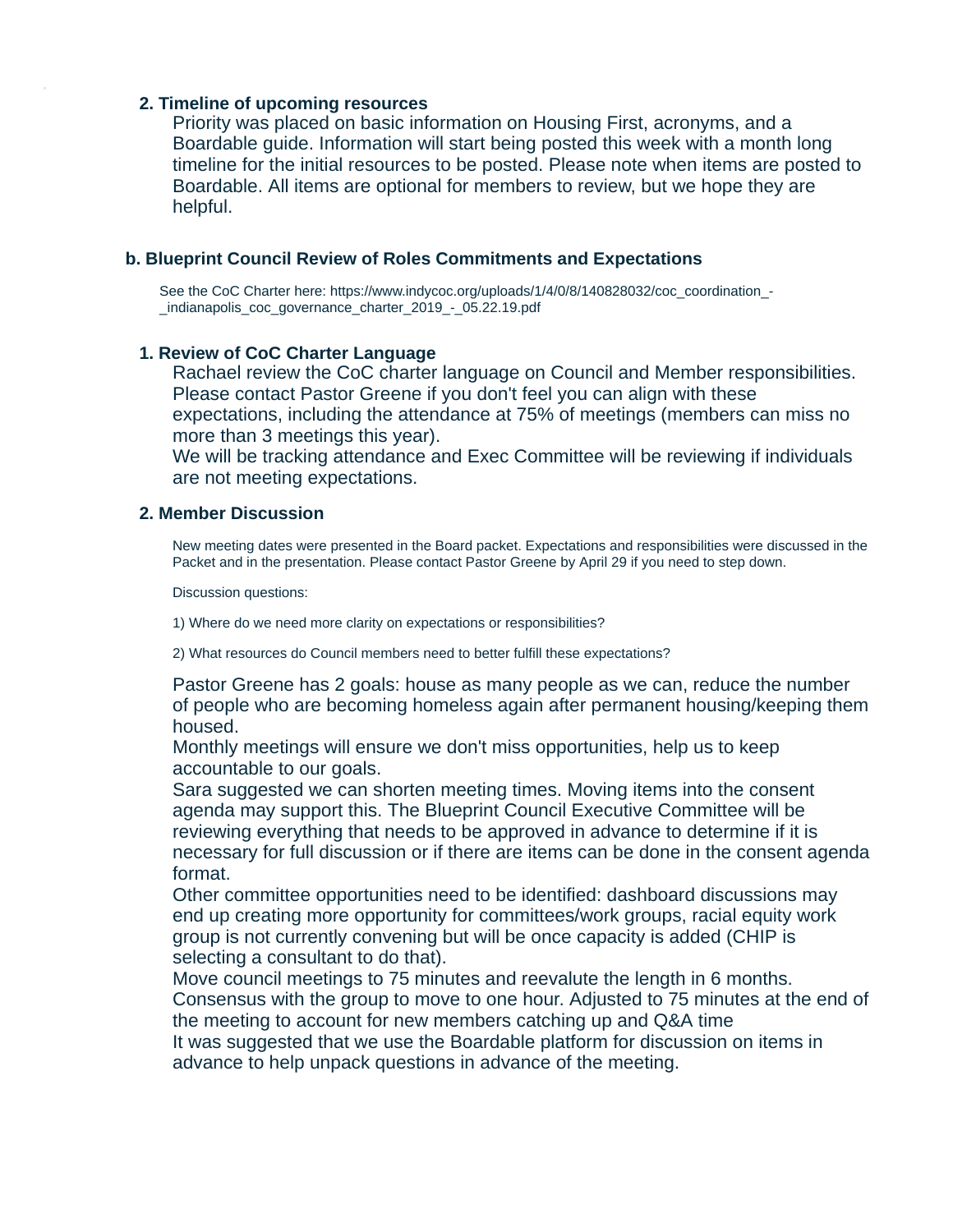### 2. Timeline of upcoming resources

Priority was placed on basic information on Housing First, acronyms, and a Boardable guide. Information will start being posted this week with a month long timeline for the initial resources to be posted. Please note when items are posted to Boardable. All items are optional for members to review, but we hope they are helpful.

## b. Blueprint Council Review of Roles Commitments and Expectations

See the CoC Charter here: https://www.indycoc.org/uploads/1/4/0/8/140828032/coc_coordination_-_indianapolis_coc_governance_charter_2019_-_05.22.19.pdf

### 1. Review of CoC Charter Language

Rachael review the CoC charter language on Council and Member responsibilities. Please contact Pastor Greene if you don't feel you can align with these expectations, including the attendance at 75% of meetings (members can miss no more than 3 meetings this year).
We will be tracking attendance and Exec Committee will be reviewing if individuals are not meeting expectations.

### 2. Member Discussion

New meeting dates were presented in the Board packet. Expectations and responsibilities were discussed in the Packet and in the presentation. Please contact Pastor Greene by April 29 if you need to step down.

Discussion questions:

1) Where do we need more clarity on expectations or responsibilities?

2) What resources do Council members need to better fulfill these expectations?

Pastor Greene has 2 goals: house as many people as we can, reduce the number of people who are becoming homeless again after permanent housing/keeping them housed.
Monthly meetings will ensure we don't miss opportunities, help us to keep accountable to our goals.
Sara suggested we can shorten meeting times. Moving items into the consent agenda may support this. The Blueprint Council Executive Committee will be reviewing everything that needs to be approved in advance to determine if it is necessary for full discussion or if there are items can be done in the consent agenda format.
Other committee opportunities need to be identified: dashboard discussions may end up creating more opportunity for committees/work groups, racial equity work group is not currently convening but will be once capacity is added (CHIP is selecting a consultant to do that).
Move council meetings to 75 minutes and reevalute the length in 6 months.
Consensus with the group to move to one hour. Adjusted to 75 minutes at the end of the meeting to account for new members catching up and Q&A time
It was suggested that we use the Boardable platform for discussion on items in advance to help unpack questions in advance of the meeting.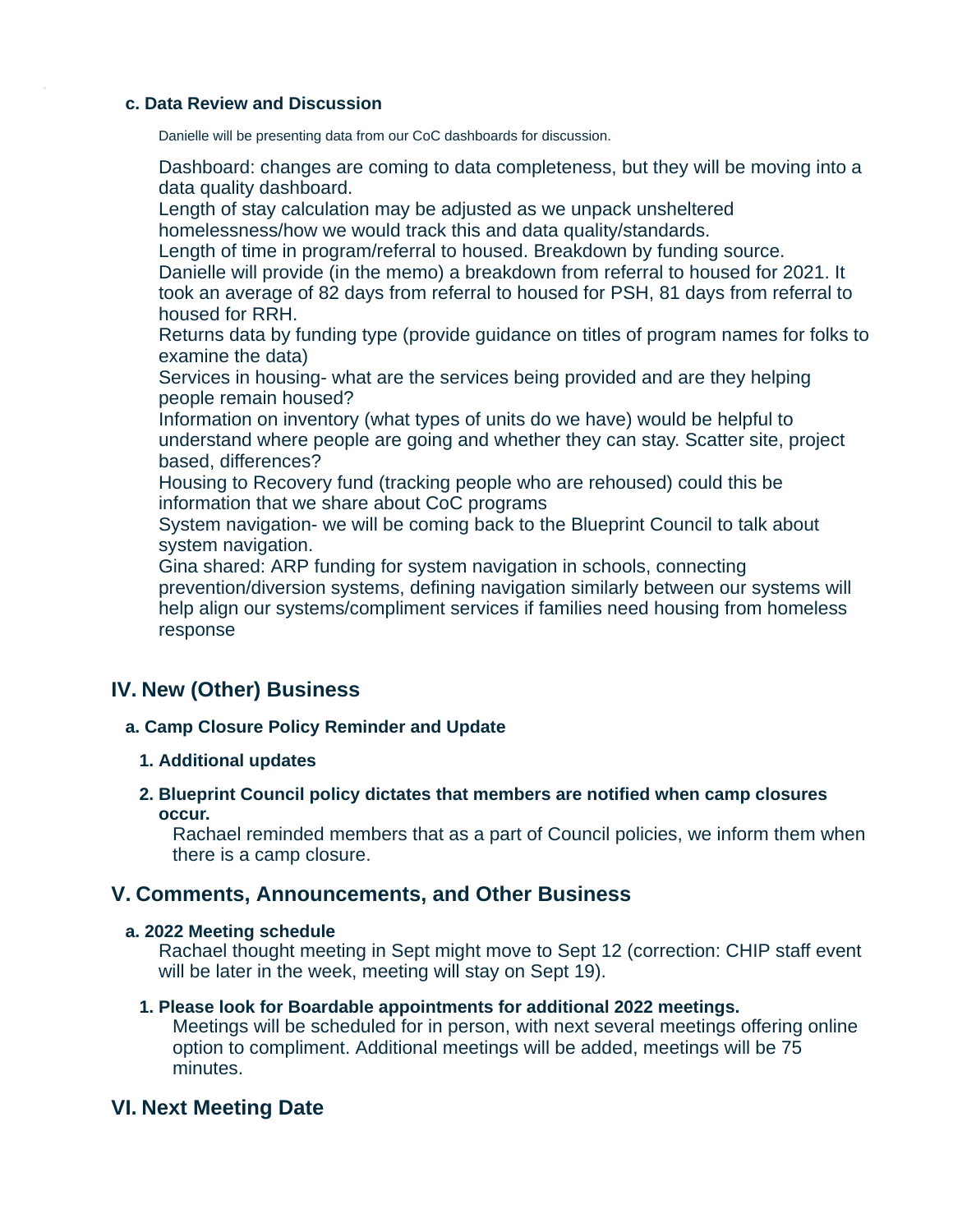### c. Data Review and Discussion

Danielle will be presenting data from our CoC dashboards for discussion.

Dashboard: changes are coming to data completeness, but they will be moving into a data quality dashboard.
Length of stay calculation may be adjusted as we unpack unsheltered homelessness/how we would track this and data quality/standards.
Length of time in program/referral to housed. Breakdown by funding source.
Danielle will provide (in the memo) a breakdown from referral to housed for 2021. It took an average of 82 days from referral to housed for PSH, 81 days from referral to housed for RRH.
Returns data by funding type (provide guidance on titles of program names for folks to examine the data)
Services in housing- what are the services being provided and are they helping people remain housed?
Information on inventory (what types of units do we have) would be helpful to understand where people are going and whether they can stay. Scatter site, project based, differences?
Housing to Recovery fund (tracking people who are rehoused) could this be information that we share about CoC programs
System navigation- we will be coming back to the Blueprint Council to talk about system navigation.
Gina shared: ARP funding for system navigation in schools, connecting prevention/diversion systems, defining navigation similarly between our systems will help align our systems/compliment services if families need housing from homeless response

## IV. New (Other) Business

### a. Camp Closure Policy Reminder and Update

1. **Additional updates**
2. **Blueprint Council policy dictates that members are notified when camp closures occur.**
   Rachael reminded members that as a part of Council policies, we inform them when there is a camp closure.

## V. Comments, Announcements, and Other Business

### a. 2022 Meeting schedule

Rachael thought meeting in Sept might move to Sept 12 (correction: CHIP staff event will be later in the week, meeting will stay on Sept 19).

1. **Please look for Boardable appointments for additional 2022 meetings.**
   Meetings will be scheduled for in person, with next several meetings offering online option to compliment. Additional meetings will be added, meetings will be 75 minutes.

## VI. Next Meeting Date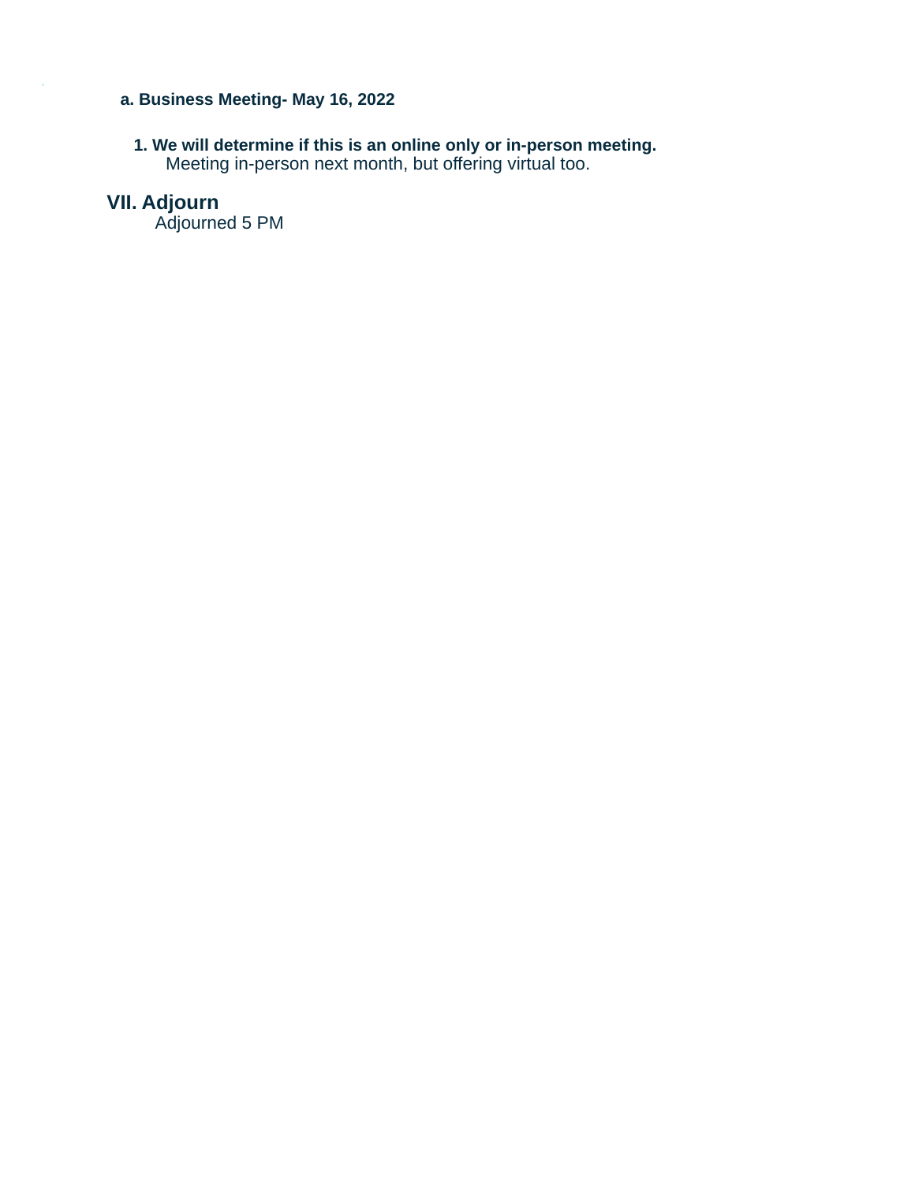**a. Business Meeting- May 16, 2022**

**1. We will determine if this is an online only or in-person meeting.**
Meeting in-person next month, but offering virtual too.

## VII. Adjourn

Adjourned 5 PM